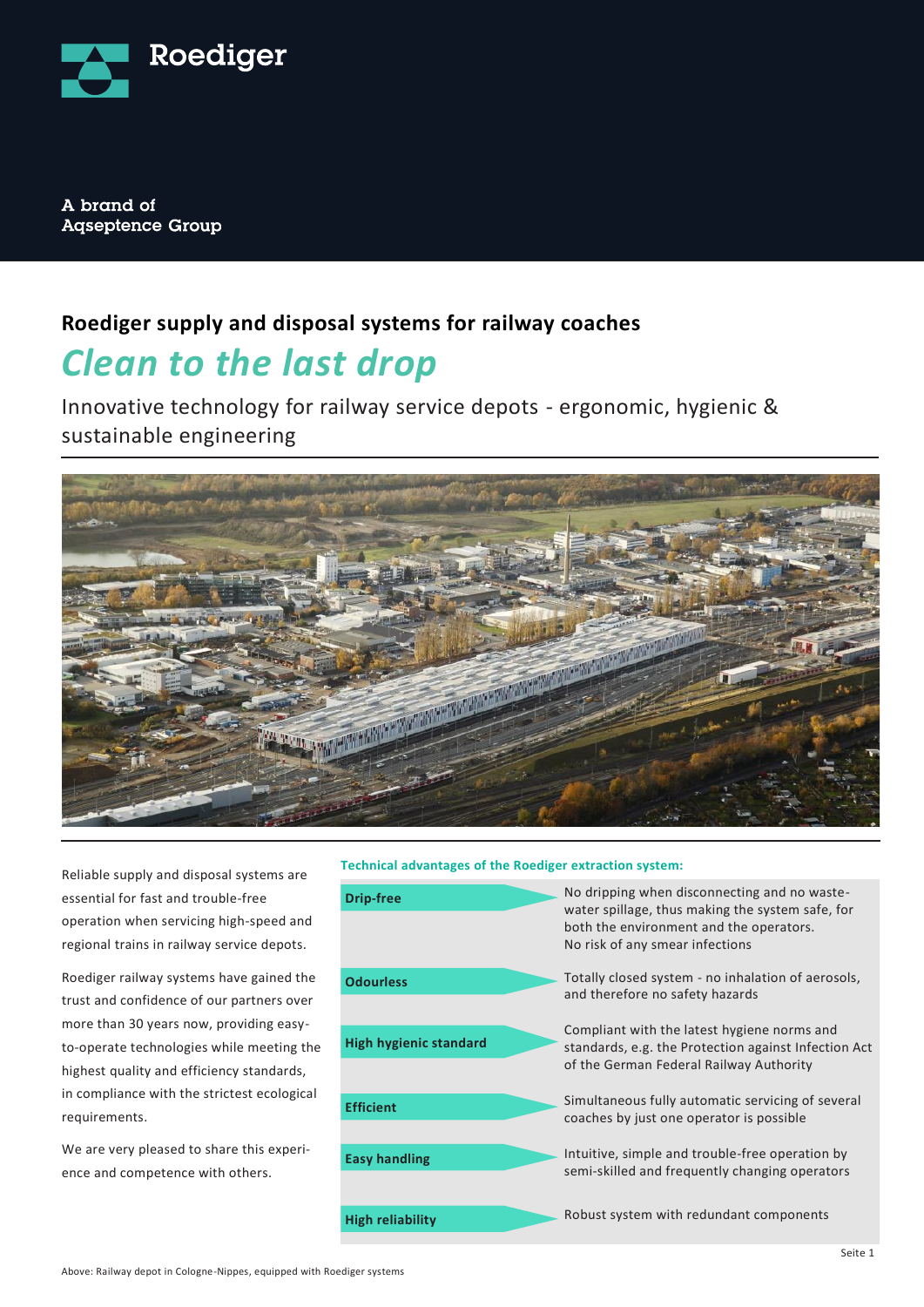Roediger

A brand of
Aqseptence Group

## Roediger supply and disposal systems for railway coaches

# *Clean to the last drop*

Innovative technology for railway service depots - ergonomic, hygienic & sustainable engineering

Reliable supply and disposal systems are essential for fast and trouble-free operation when servicing high-speed and regional trains in railway service depots.

Roediger railway systems have gained the trust and confidence of our partners over more than 30 years now, providing easy-to-operate technologies while meeting the highest quality and efficiency standards, in compliance with the strictest ecological requirements.

We are very pleased to share this experience and competence with others.

**Technical advantages of the Roediger extraction system:**

| | |
|---|---|
| **Drip-free** | No dripping when disconnecting and no waste-water spillage, thus making the system safe, for both the environment and the operators. No risk of any smear infections |
| **Odourless** | Totally closed system - no inhalation of aerosols, and therefore no safety hazards |
| **High hygienic standard** | Compliant with the latest hygiene norms and standards, e.g. the Protection against Infection Act of the German Federal Railway Authority |
| **Efficient** | Simultaneous fully automatic servicing of several coaches by just one operator is possible |
| **Easy handling** | Intuitive, simple and trouble-free operation by semi-skilled and frequently changing operators |
| **High reliability** | Robust system with redundant components |

Above: Railway depot in Cologne-Nippes, equipped with Roediger systems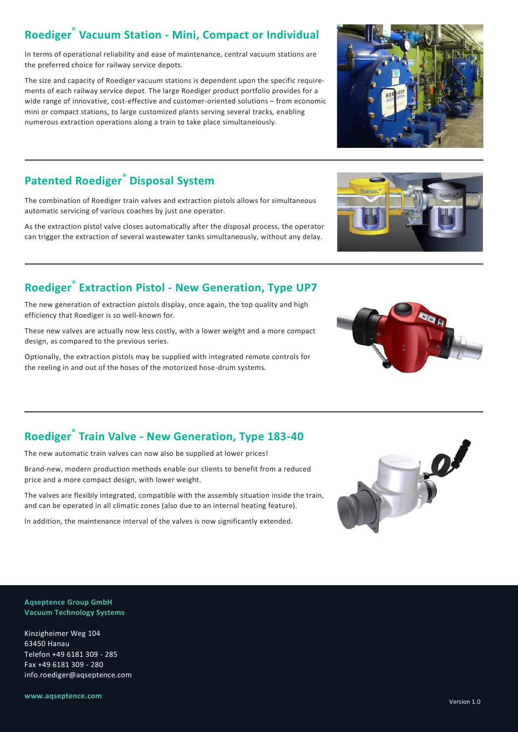## Roediger® Vacuum Station - Mini, Compact or Individual

In terms of operational reliability and ease of maintenance, central vacuum stations are the preferred choice for railway service depots.

The size and capacity of Roediger vacuum stations is dependent upon the specific requirements of each railway service depot. The large Roediger product portfolio provides for a wide range of innovative, cost-effective and customer-oriented solutions – from economic mini or compact stations, to large customized plants serving several tracks, enabling numerous extraction operations along a train to take place simultaneiously.

## Patented Roediger® Disposal System

The combination of Roediger train valves and extraction pistols allows for simultaneous automatic servicing of various coaches by just one operator.

As the extraction pistol valve closes automatically after the disposal process, the operator can trigger the extraction of several wastewater tanks simultaneously, without any delay.

## Roediger® Extraction Pistol - New Generation, Type UP7

The new generation of extraction pistols display, once again, the top quality and high efficiency that Roediger is so well-known for.

These new valves are actually now less costly, with a lower weight and a more compact design, as compared to the previous series.

Optionally, the extraction pistols may be supplied with integrated remote controls for the reeling in and out of the hoses of the motorized hose-drum systems.

## Roediger® Train Valve - New Generation, Type 183-40

The new automatic train valves can now also be supplied at lower prices!

Brand-new, modern production methods enable our clients to benefit from a reduced price and a more compact design, with lower weight.

The valves are flexibly integrated, compatible with the assembly situation inside the train, and can be operated in all climatic zones (also due to an internal heating feature).

In addition, the maintenance interval of the valves is now significantly extended.

**Aqseptence Group GmbH**
**Vacuum Technology Systems**

Kinzigheimer Weg 104
63450 Hanau
Telefon +49 6181 309 - 285
Fax +49 6181 309 - 280
info.roediger@aqseptence.com

**www.aqseptence.com**

Version 1.0